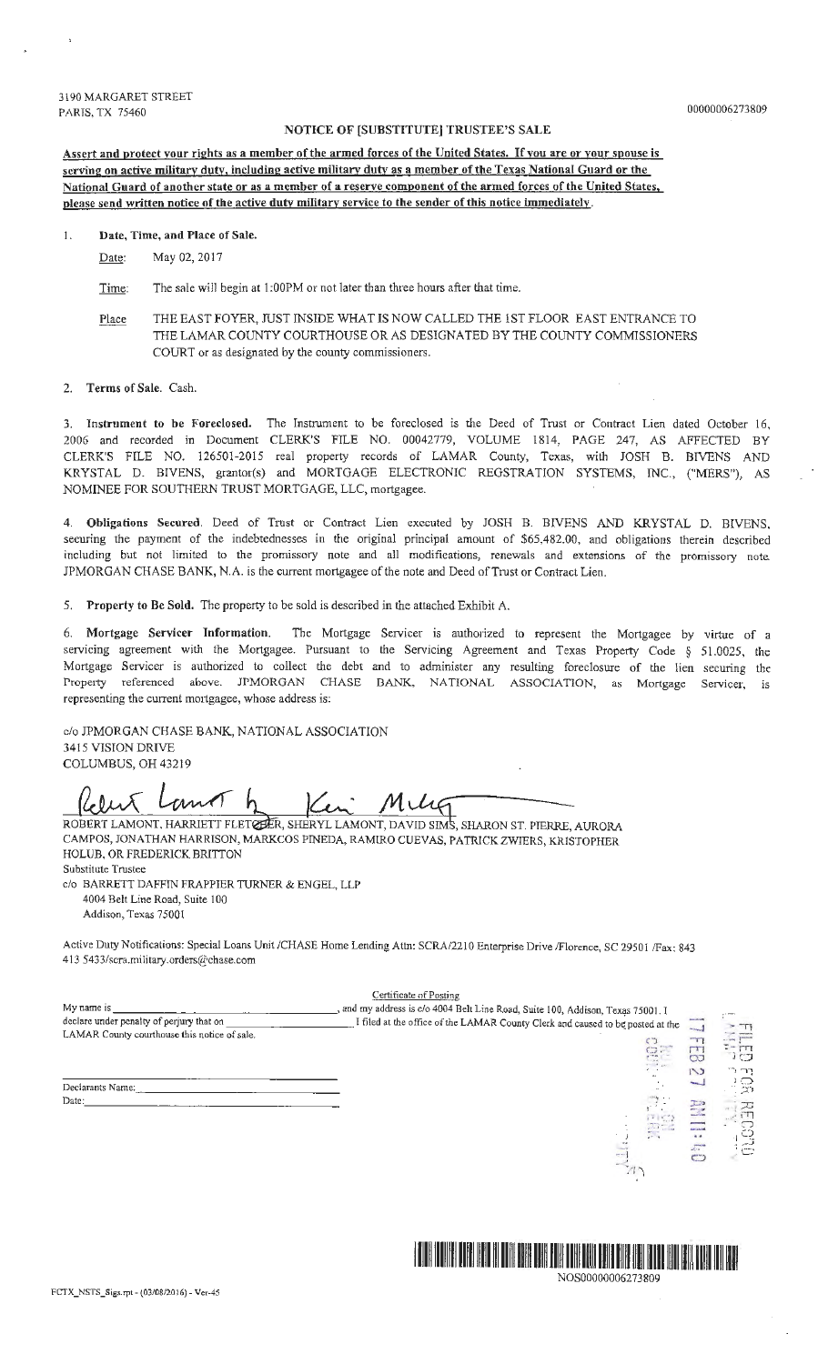3190 MARGARET STREET
PARIS, TX 75460

00000006273809

## NOTICE OF [SUBSTITUTE] TRUSTEE'S SALE

**Assert and protect your rights as a member of the armed forces of the United States. If you are or your spouse is serving on active military duty, including active military duty as a member of the Texas National Guard or the National Guard of another state or as a member of a reserve component of the armed forces of the United States, please send written notice of the active duty military service to the sender of this notice immediately.**

1. **Date, Time, and Place of Sale.**

   Date: May 02, 2017

   Time: The sale will begin at 1:00PM or not later than three hours after that time.

   Place THE EAST FOYER, JUST INSIDE WHAT IS NOW CALLED THE 1ST FLOOR EAST ENTRANCE TO THE LAMAR COUNTY COURTHOUSE OR AS DESIGNATED BY THE COUNTY COMMISSIONERS COURT or as designated by the county commissioners.

2. **Terms of Sale.** Cash.

3. **Instrument to be Foreclosed.** The Instrument to be foreclosed is the Deed of Trust or Contract Lien dated October 16, 2006 and recorded in Document CLERK'S FILE NO. 00042779, VOLUME 1814, PAGE 247, AS AFFECTED BY CLERK'S FILE NO. 126501-2015 real property records of LAMAR County, Texas, with JOSH B. BIVENS AND KRYSTAL D. BIVENS, grantor(s) and MORTGAGE ELECTRONIC REGSTRATION SYSTEMS, INC., ("MERS"), AS NOMINEE FOR SOUTHERN TRUST MORTGAGE, LLC, mortgagee.

4. **Obligations Secured.** Deed of Trust or Contract Lien executed by JOSH B. BIVENS AND KRYSTAL D. BIVENS, securing the payment of the indebtednesses in the original principal amount of $65,482.00, and obligations therein described including but not limited to the promissory note and all modifications, renewals and extensions of the promissory note. JPMORGAN CHASE BANK, N.A. is the current mortgagee of the note and Deed of Trust or Contract Lien.

5. **Property to Be Sold.** The property to be sold is described in the attached Exhibit A.

6. **Mortgage Servicer Information.** The Mortgage Servicer is authorized to represent the Mortgagee by virtue of a servicing agreement with the Mortgagee. Pursuant to the Servicing Agreement and Texas Property Code § 51.0025, the Mortgage Servicer is authorized to collect the debt and to administer any resulting foreclosure of the lien securing the Property referenced above. JPMORGAN CHASE BANK, NATIONAL ASSOCIATION, as Mortgage Servicer, is representing the current mortgagee, whose address is:

c/o JPMORGAN CHASE BANK, NATIONAL ASSOCIATION
3415 VISION DRIVE
COLUMBUS, OH 43219

ROBERT LAMONT, HARRIETT FLETCHER, SHERYL LAMONT, DAVID SIMS, SHARON ST. PIERRE, AURORA CAMPOS, JONATHAN HARRISON, MARKCOS PINEDA, RAMIRO CUEVAS, PATRICK ZWIERS, KRISTOPHER HOLUB, OR FREDERICK BRITTON
Substitute Trustee
c/o BARRETT DAFFIN FRAPPIER TURNER & ENGEL, LLP
4004 Belt Line Road, Suite 100
Addison, Texas 75001

Active Duty Notifications: Special Loans Unit /CHASE Home Lending Attn: SCRA/2210 Enterprise Drive /Florence, SC 29501 /Fax: 843 413 5433/scra.military.orders@chase.com

Certificate of Posting

My name is \_\_\_\_\_\_\_\_\_\_\_\_\_\_\_\_\_\_\_\_, and my address is c/o 4004 Belt Line Road, Suite 100, Addison, Texas 75001. I declare under penalty of perjury that on \_\_\_\_\_\_\_\_\_\_\_\_\_\_\_\_ I filed at the office of the LAMAR County Clerk and caused to be posted at the LAMAR County courthouse this notice of sale.

Declarants Name: \_\_\_\_\_\_\_\_\_\_\_\_\_\_\_\_\_\_\_\_
Date: \_\_\_\_\_\_\_\_\_\_\_\_\_\_\_\_\_\_\_\_

FILED FOR RECORD
17 FEB 27 AM 11:40

NOS00000006273809

FCTX_NSTS_Sigs.rpt - (03/08/2016) - Ver-45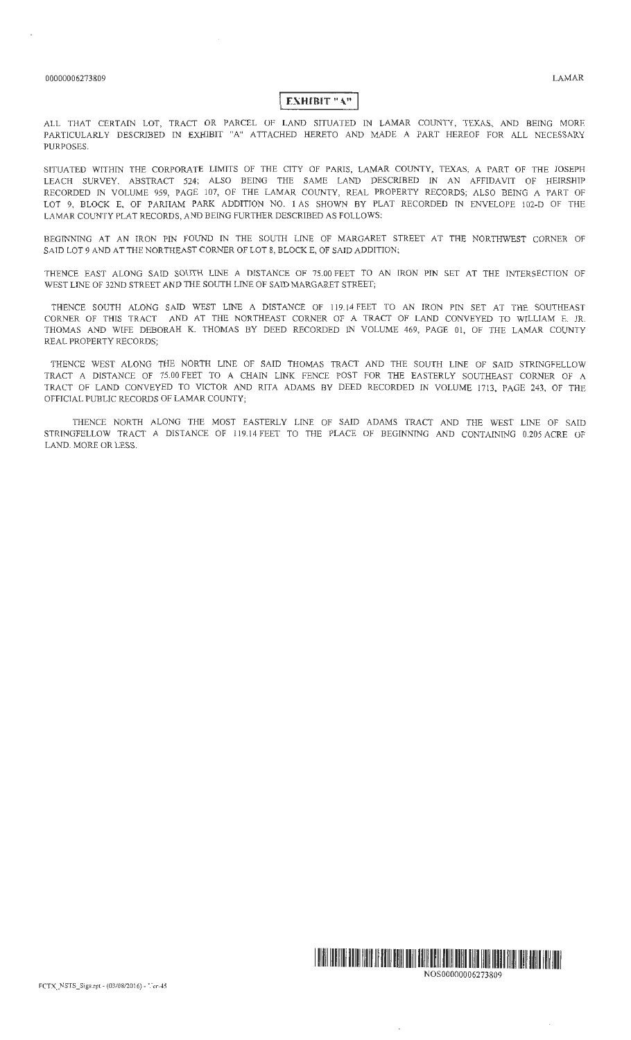00000006273809 LAMAR

# EXHIBIT "A"

ALL THAT CERTAIN LOT, TRACT OR PARCEL OF LAND SITUATED IN LAMAR COUNTY, TEXAS, AND BEING MORE PARTICULARLY DESCRIBED IN EXHIBIT "A" ATTACHED HERETO AND MADE A PART HEREOF FOR ALL NECESSARY PURPOSES.

SITUATED WITHIN THE CORPORATE LIMITS OF THE CITY OF PARIS, LAMAR COUNTY, TEXAS, A PART OF THE JOSEPH LEACH SURVEY, ABSTRACT 524; ALSO BEING THE SAME LAND DESCRIBED IN AN AFFIDAVIT OF HEIRSHIP RECORDED IN VOLUME 959, PAGE 107, OF THE LAMAR COUNTY, REAL PROPERTY RECORDS; ALSO BEING A PART OF LOT 9, BLOCK E, OF PARHAM PARK ADDITION NO. 1 AS SHOWN BY PLAT RECORDED IN ENVELOPE 102-D OF THE LAMAR COUNTY PLAT RECORDS, AND BEING FURTHER DESCRIBED AS FOLLOWS:

BEGINNING AT AN IRON PIN FOUND IN THE SOUTH LINE OF MARGARET STREET AT THE NORTHWEST CORNER OF SAID LOT 9 AND AT THE NORTHEAST CORNER OF LOT 8, BLOCK E, OF SAID ADDITION;

THENCE EAST ALONG SAID SOUTH LINE A DISTANCE OF 75.00 FEET TO AN IRON PIN SET AT THE INTERSECTION OF WEST LINE OF 32ND STREET AND THE SOUTH LINE OF SAID MARGARET STREET;

THENCE SOUTH ALONG SAID WEST LINE A DISTANCE OF 119.14 FEET TO AN IRON PIN SET AT THE SOUTHEAST CORNER OF THIS TRACT AND AT THE NORTHEAST CORNER OF A TRACT OF LAND CONVEYED TO WILLIAM E. JR. THOMAS AND WIFE DEBORAH K. THOMAS BY DEED RECORDED IN VOLUME 469, PAGE 01, OF THE LAMAR COUNTY REAL PROPERTY RECORDS;

THENCE WEST ALONG THE NORTH LINE OF SAID THOMAS TRACT AND THE SOUTH LINE OF SAID STRINGFELLOW TRACT A DISTANCE OF 75.00 FEET TO A CHAIN LINK FENCE POST FOR THE EASTERLY SOUTHEAST CORNER OF A TRACT OF LAND CONVEYED TO VICTOR AND RITA ADAMS BY DEED RECORDED IN VOLUME 1713, PAGE 243, OF THE OFFICIAL PUBLIC RECORDS OF LAMAR COUNTY;

THENCE NORTH ALONG THE MOST EASTERLY LINE OF SAID ADAMS TRACT AND THE WEST LINE OF SAID STRINGFELLOW TRACT A DISTANCE OF 119.14 FEET TO THE PLACE OF BEGINNING AND CONTAINING 0.205 ACRE OF LAND, MORE OR LESS.

NOS00000006273809

FCTX_NSTS_Sigs.rpt - (03/08/2016) - Ver-45